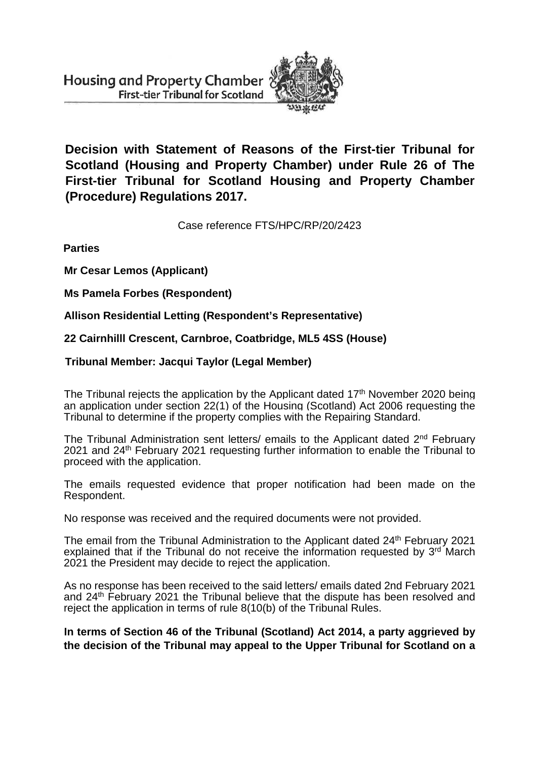Housing and Property Chamber
First-tier Tribunal for Scotland

**Decision with Statement of Reasons of the First-tier Tribunal for Scotland (Housing and Property Chamber) under Rule 26 of The First-tier Tribunal for Scotland Housing and Property Chamber (Procedure) Regulations 2017.**

Case reference FTS/HPC/RP/20/2423

**Parties**

**Mr Cesar Lemos (Applicant)**

**Ms Pamela Forbes (Respondent)**

**Allison Residential Letting (Respondent's Representative)**

**22 Cairnhilll Crescent, Carnbroe, Coatbridge, ML5 4SS (House)**

**Tribunal Member: Jacqui Taylor (Legal Member)**

The Tribunal rejects the application by the Applicant dated 17th November 2020 being an application under section 22(1) of the Housing (Scotland) Act 2006 requesting the Tribunal to determine if the property complies with the Repairing Standard.

The Tribunal Administration sent letters/ emails to the Applicant dated 2nd February 2021 and 24th February 2021 requesting further information to enable the Tribunal to proceed with the application.

The emails requested evidence that proper notification had been made on the Respondent.

No response was received and the required documents were not provided.

The email from the Tribunal Administration to the Applicant dated 24th February 2021 explained that if the Tribunal do not receive the information requested by 3rd March 2021 the President may decide to reject the application.

As no response has been received to the said letters/ emails dated 2nd February 2021 and 24th February 2021 the Tribunal believe that the dispute has been resolved and reject the application in terms of rule 8(10(b) of the Tribunal Rules.

**In terms of Section 46 of the Tribunal (Scotland) Act 2014, a party aggrieved by the decision of the Tribunal may appeal to the Upper Tribunal for Scotland on a**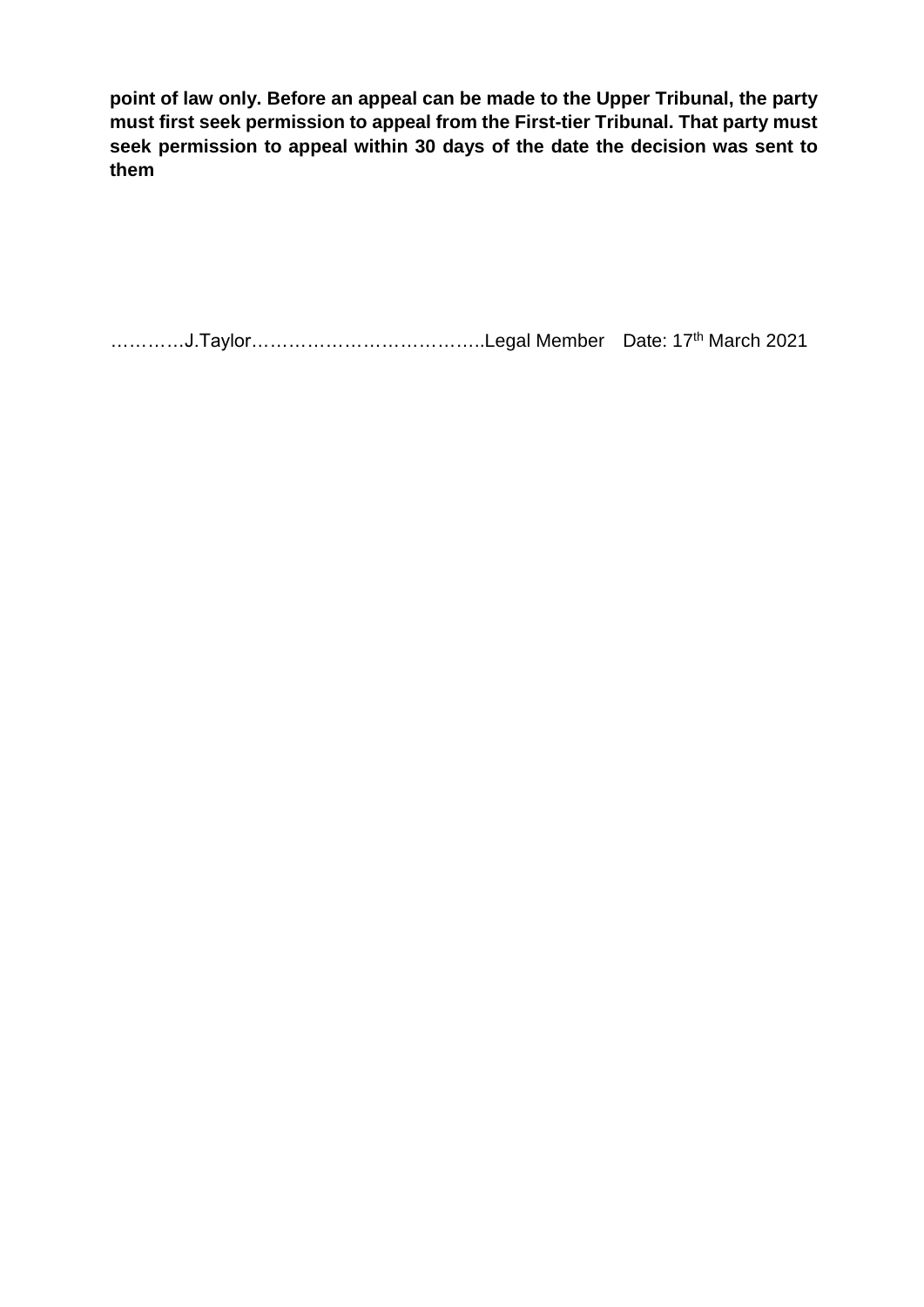**point of law only. Before an appeal can be made to the Upper Tribunal, the party must first seek permission to appeal from the First-tier Tribunal. That party must seek permission to appeal within 30 days of the date the decision was sent to them**

…………J.Taylor………………………………..Legal Member Date: 17th March 2021